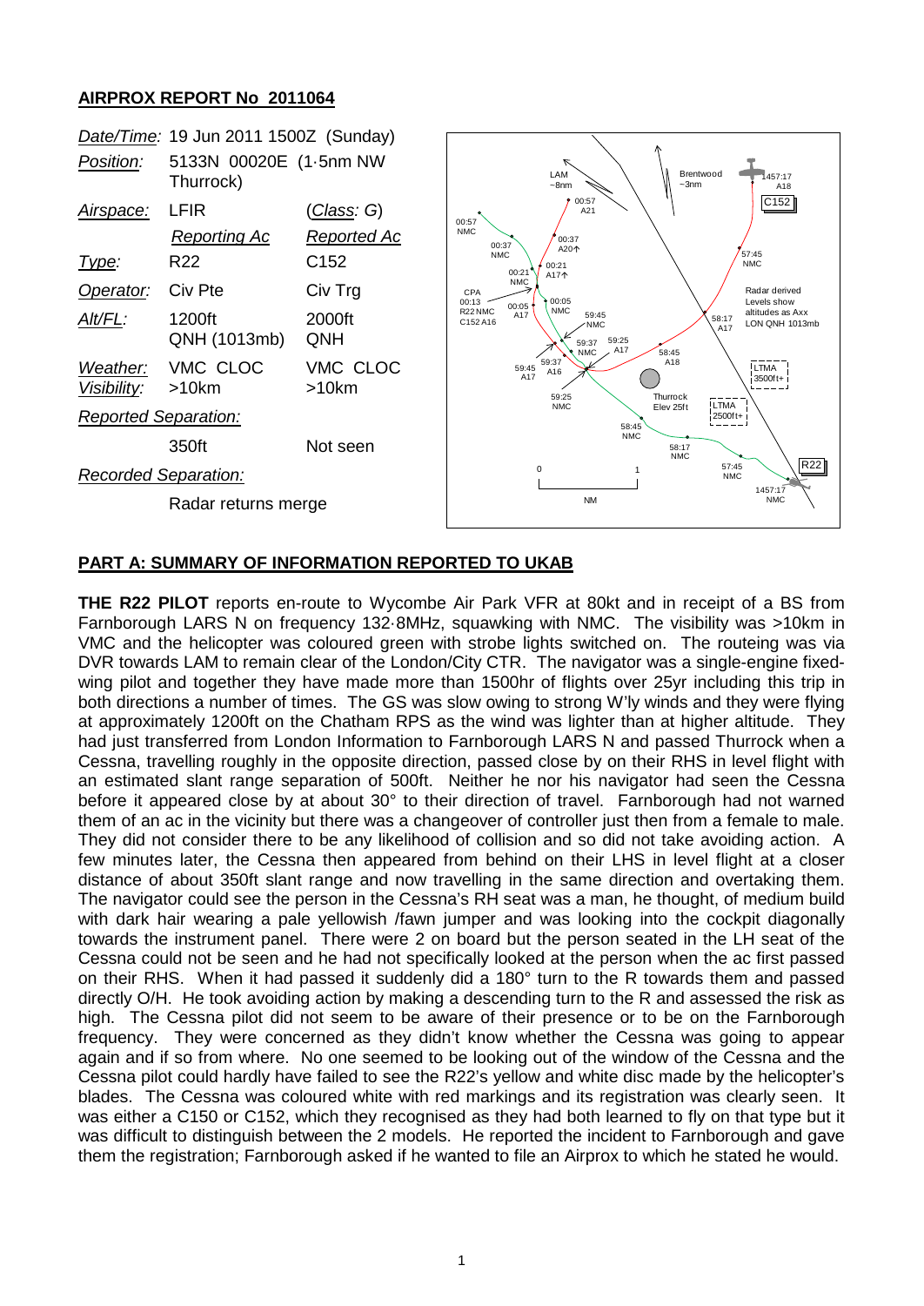## AIRPROX REPORT No 2011064

| | | |
|---|---|---|
| *Date/Time:* | 19 Jun 2011 1500Z (Sunday) | |
| *Position:* | 5133N 00020E (1·5nm NW Thurrock) | |
| *Airspace:* | LFIR | (*Class*: *G*) |
| | *Reporting Ac* | *Reported Ac* |
| *Type:* | R22 | C152 |
| *Operator:* | Civ Pte | Civ Trg |
| *Alt/FL:* | 1200ft QNH (1013mb) | 2000ft QNH |
| *Weather:* | VMC CLOC | VMC CLOC |
| *Visibility:* | >10km | >10km |
| *Reported Separation:* | | |
| | 350ft | Not seen |
| *Recorded Separation:* | | |
| | Radar returns merge | |

## PART A: SUMMARY OF INFORMATION REPORTED TO UKAB

**THE R22 PILOT** reports en-route to Wycombe Air Park VFR at 80kt and in receipt of a BS from Farnborough LARS N on frequency 132·8MHz, squawking with NMC. The visibility was >10km in VMC and the helicopter was coloured green with strobe lights switched on. The routeing was via DVR towards LAM to remain clear of the London/City CTR. The navigator was a single-engine fixed-wing pilot and together they have made more than 1500hr of flights over 25yr including this trip in both directions a number of times. The GS was slow owing to strong W'ly winds and they were flying at approximately 1200ft on the Chatham RPS as the wind was lighter than at higher altitude. They had just transferred from London Information to Farnborough LARS N and passed Thurrock when a Cessna, travelling roughly in the opposite direction, passed close by on their RHS in level flight with an estimated slant range separation of 500ft. Neither he nor his navigator had seen the Cessna before it appeared close by at about 30° to their direction of travel. Farnborough had not warned them of an ac in the vicinity but there was a changeover of controller just then from a female to male. They did not consider there to be any likelihood of collision and so did not take avoiding action. A few minutes later, the Cessna then appeared from behind on their LHS in level flight at a closer distance of about 350ft slant range and now travelling in the same direction and overtaking them. The navigator could see the person in the Cessna's RH seat was a man, he thought, of medium build with dark hair wearing a pale yellowish /fawn jumper and was looking into the cockpit diagonally towards the instrument panel. There were 2 on board but the person seated in the LH seat of the Cessna could not be seen and he had not specifically looked at the person when the ac first passed on their RHS. When it had passed it suddenly did a 180° turn to the R towards them and passed directly O/H. He took avoiding action by making a descending turn to the R and assessed the risk as high. The Cessna pilot did not seem to be aware of their presence or to be on the Farnborough frequency. They were concerned as they didn't know whether the Cessna was going to appear again and if so from where. No one seemed to be looking out of the window of the Cessna and the Cessna pilot could hardly have failed to see the R22's yellow and white disc made by the helicopter's blades. The Cessna was coloured white with red markings and its registration was clearly seen. It was either a C150 or C152, which they recognised as they had both learned to fly on that type but it was difficult to distinguish between the 2 models. He reported the incident to Farnborough and gave them the registration; Farnborough asked if he wanted to file an Airprox to which he stated he would.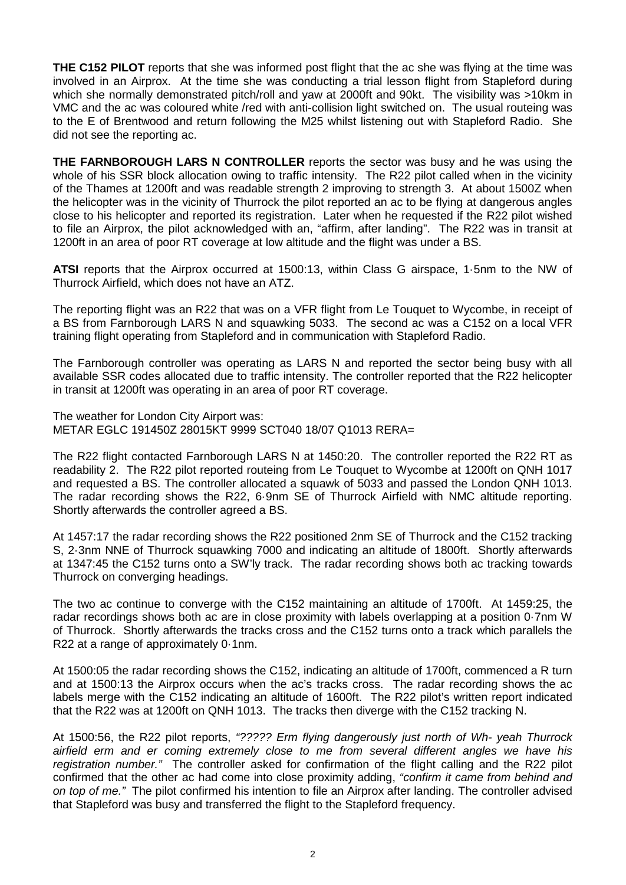**THE C152 PILOT** reports that she was informed post flight that the ac she was flying at the time was involved in an Airprox. At the time she was conducting a trial lesson flight from Stapleford during which she normally demonstrated pitch/roll and yaw at 2000ft and 90kt. The visibility was >10km in VMC and the ac was coloured white /red with anti-collision light switched on. The usual routeing was to the E of Brentwood and return following the M25 whilst listening out with Stapleford Radio. She did not see the reporting ac.

**THE FARNBOROUGH LARS N CONTROLLER** reports the sector was busy and he was using the whole of his SSR block allocation owing to traffic intensity. The R22 pilot called when in the vicinity of the Thames at 1200ft and was readable strength 2 improving to strength 3. At about 1500Z when the helicopter was in the vicinity of Thurrock the pilot reported an ac to be flying at dangerous angles close to his helicopter and reported its registration. Later when he requested if the R22 pilot wished to file an Airprox, the pilot acknowledged with an, "affirm, after landing". The R22 was in transit at 1200ft in an area of poor RT coverage at low altitude and the flight was under a BS.

**ATSI** reports that the Airprox occurred at 1500:13, within Class G airspace, 1·5nm to the NW of Thurrock Airfield, which does not have an ATZ.

The reporting flight was an R22 that was on a VFR flight from Le Touquet to Wycombe, in receipt of a BS from Farnborough LARS N and squawking 5033. The second ac was a C152 on a local VFR training flight operating from Stapleford and in communication with Stapleford Radio.

The Farnborough controller was operating as LARS N and reported the sector being busy with all available SSR codes allocated due to traffic intensity. The controller reported that the R22 helicopter in transit at 1200ft was operating in an area of poor RT coverage.

The weather for London City Airport was:
METAR EGLC 191450Z 28015KT 9999 SCT040 18/07 Q1013 RERA=

The R22 flight contacted Farnborough LARS N at 1450:20. The controller reported the R22 RT as readability 2. The R22 pilot reported routeing from Le Touquet to Wycombe at 1200ft on QNH 1017 and requested a BS. The controller allocated a squawk of 5033 and passed the London QNH 1013. The radar recording shows the R22, 6·9nm SE of Thurrock Airfield with NMC altitude reporting. Shortly afterwards the controller agreed a BS.

At 1457:17 the radar recording shows the R22 positioned 2nm SE of Thurrock and the C152 tracking S, 2·3nm NNE of Thurrock squawking 7000 and indicating an altitude of 1800ft. Shortly afterwards at 1347:45 the C152 turns onto a SW'ly track. The radar recording shows both ac tracking towards Thurrock on converging headings.

The two ac continue to converge with the C152 maintaining an altitude of 1700ft. At 1459:25, the radar recordings shows both ac are in close proximity with labels overlapping at a position 0·7nm W of Thurrock. Shortly afterwards the tracks cross and the C152 turns onto a track which parallels the R22 at a range of approximately 0·1nm.

At 1500:05 the radar recording shows the C152, indicating an altitude of 1700ft, commenced a R turn and at 1500:13 the Airprox occurs when the ac's tracks cross. The radar recording shows the ac labels merge with the C152 indicating an altitude of 1600ft. The R22 pilot's written report indicated that the R22 was at 1200ft on QNH 1013. The tracks then diverge with the C152 tracking N.

At 1500:56, the R22 pilot reports, *"????? Erm flying dangerously just north of Wh- yeah Thurrock airfield erm and er coming extremely close to me from several different angles we have his registration number."* The controller asked for confirmation of the flight calling and the R22 pilot confirmed that the other ac had come into close proximity adding, *"confirm it came from behind and on top of me."* The pilot confirmed his intention to file an Airprox after landing. The controller advised that Stapleford was busy and transferred the flight to the Stapleford frequency.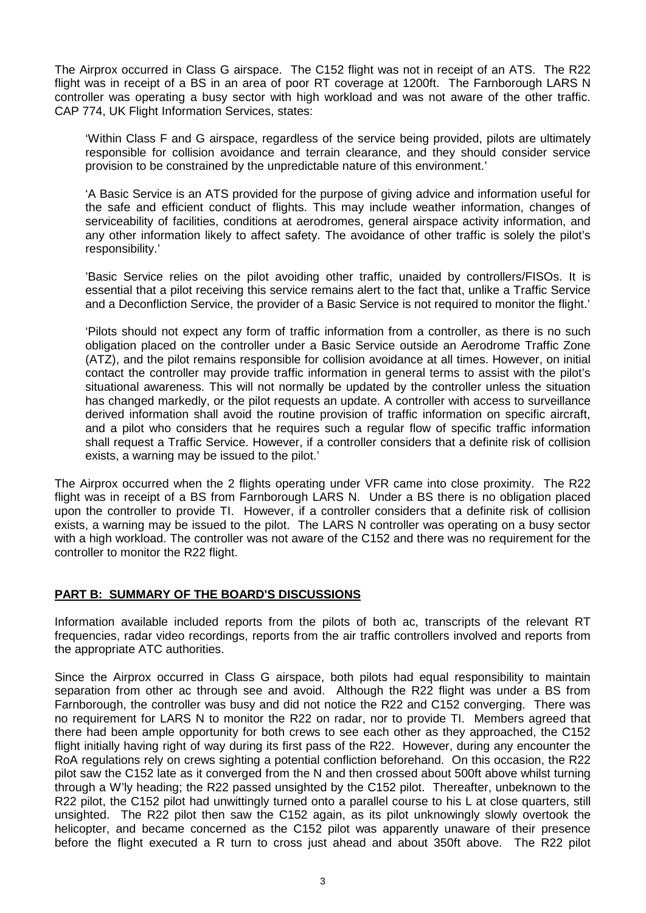The Airprox occurred in Class G airspace. The C152 flight was not in receipt of an ATS. The R22 flight was in receipt of a BS in an area of poor RT coverage at 1200ft. The Farnborough LARS N controller was operating a busy sector with high workload and was not aware of the other traffic. CAP 774, UK Flight Information Services, states:

> 'Within Class F and G airspace, regardless of the service being provided, pilots are ultimately responsible for collision avoidance and terrain clearance, and they should consider service provision to be constrained by the unpredictable nature of this environment.'
>
> 'A Basic Service is an ATS provided for the purpose of giving advice and information useful for the safe and efficient conduct of flights. This may include weather information, changes of serviceability of facilities, conditions at aerodromes, general airspace activity information, and any other information likely to affect safety. The avoidance of other traffic is solely the pilot's responsibility.'
>
> 'Basic Service relies on the pilot avoiding other traffic, unaided by controllers/FISOs. It is essential that a pilot receiving this service remains alert to the fact that, unlike a Traffic Service and a Deconfliction Service, the provider of a Basic Service is not required to monitor the flight.'
>
> 'Pilots should not expect any form of traffic information from a controller, as there is no such obligation placed on the controller under a Basic Service outside an Aerodrome Traffic Zone (ATZ), and the pilot remains responsible for collision avoidance at all times. However, on initial contact the controller may provide traffic information in general terms to assist with the pilot's situational awareness. This will not normally be updated by the controller unless the situation has changed markedly, or the pilot requests an update. A controller with access to surveillance derived information shall avoid the routine provision of traffic information on specific aircraft, and a pilot who considers that he requires such a regular flow of specific traffic information shall request a Traffic Service. However, if a controller considers that a definite risk of collision exists, a warning may be issued to the pilot.'

The Airprox occurred when the 2 flights operating under VFR came into close proximity. The R22 flight was in receipt of a BS from Farnborough LARS N. Under a BS there is no obligation placed upon the controller to provide TI. However, if a controller considers that a definite risk of collision exists, a warning may be issued to the pilot. The LARS N controller was operating on a busy sector with a high workload. The controller was not aware of the C152 and there was no requirement for the controller to monitor the R22 flight.

## PART B: SUMMARY OF THE BOARD'S DISCUSSIONS

Information available included reports from the pilots of both ac, transcripts of the relevant RT frequencies, radar video recordings, reports from the air traffic controllers involved and reports from the appropriate ATC authorities.

Since the Airprox occurred in Class G airspace, both pilots had equal responsibility to maintain separation from other ac through see and avoid. Although the R22 flight was under a BS from Farnborough, the controller was busy and did not notice the R22 and C152 converging. There was no requirement for LARS N to monitor the R22 on radar, nor to provide TI. Members agreed that there had been ample opportunity for both crews to see each other as they approached, the C152 flight initially having right of way during its first pass of the R22. However, during any encounter the RoA regulations rely on crews sighting a potential confliction beforehand. On this occasion, the R22 pilot saw the C152 late as it converged from the N and then crossed about 500ft above whilst turning through a W'ly heading; the R22 passed unsighted by the C152 pilot. Thereafter, unbeknown to the R22 pilot, the C152 pilot had unwittingly turned onto a parallel course to his L at close quarters, still unsighted. The R22 pilot then saw the C152 again, as its pilot unknowingly slowly overtook the helicopter, and became concerned as the C152 pilot was apparently unaware of their presence before the flight executed a R turn to cross just ahead and about 350ft above. The R22 pilot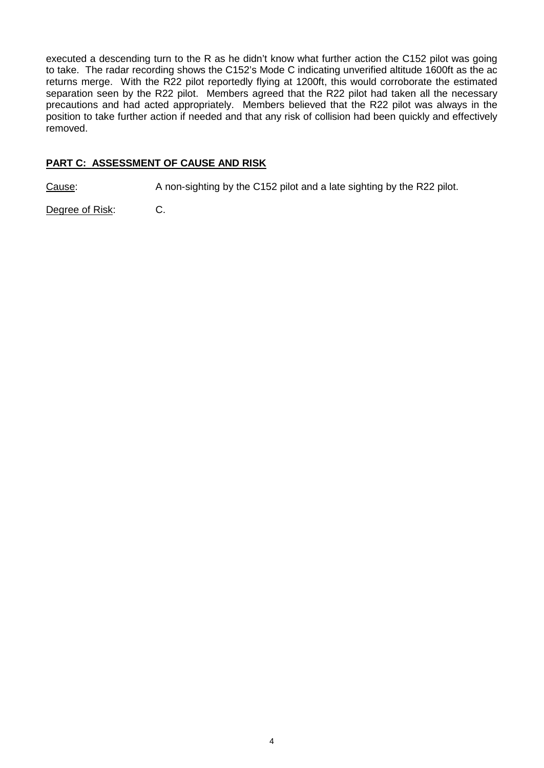executed a descending turn to the R as he didn't know what further action the C152 pilot was going to take. The radar recording shows the C152's Mode C indicating unverified altitude 1600ft as the ac returns merge. With the R22 pilot reportedly flying at 1200ft, this would corroborate the estimated separation seen by the R22 pilot. Members agreed that the R22 pilot had taken all the necessary precautions and had acted appropriately. Members believed that the R22 pilot was always in the position to take further action if needed and that any risk of collision had been quickly and effectively removed.

## PART C: ASSESSMENT OF CAUSE AND RISK

Cause: A non-sighting by the C152 pilot and a late sighting by the R22 pilot.

Degree of Risk: C.